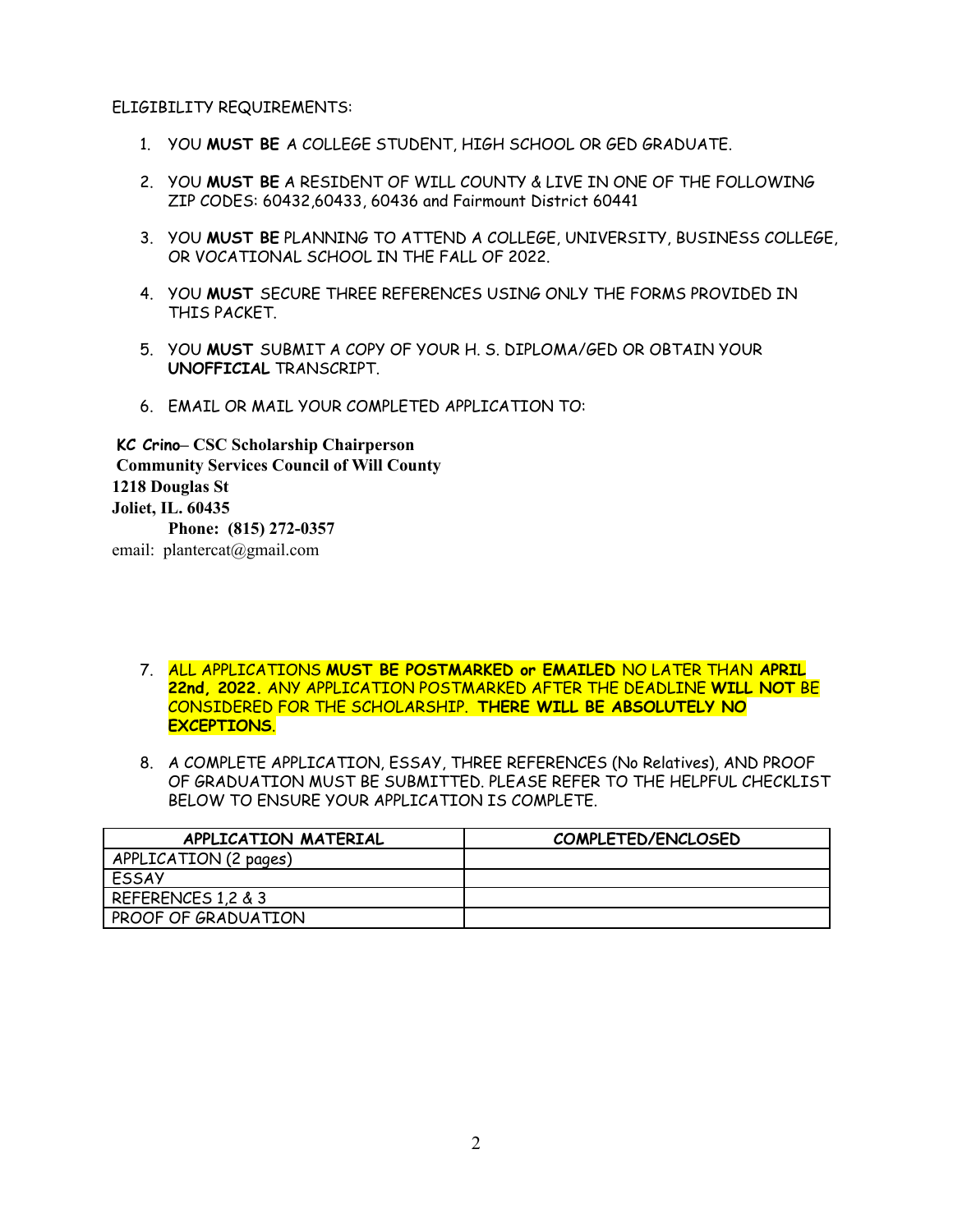ELIGIBILITY REQUIREMENTS:

1. YOU **MUST BE** A COLLEGE STUDENT, HIGH SCHOOL OR GED GRADUATE.

2. YOU **MUST BE** A RESIDENT OF WILL COUNTY & LIVE IN ONE OF THE FOLLOWING ZIP CODES: 60432,60433, 60436 and Fairmount District 60441

3. YOU **MUST BE** PLANNING TO ATTEND A COLLEGE, UNIVERSITY, BUSINESS COLLEGE, OR VOCATIONAL SCHOOL IN THE FALL OF 2022.

4. YOU **MUST** SECURE THREE REFERENCES USING ONLY THE FORMS PROVIDED IN THIS PACKET.

5. YOU **MUST** SUBMIT A COPY OF YOUR H. S. DIPLOMA/GED OR OBTAIN YOUR **UNOFFICIAL** TRANSCRIPT.

6. EMAIL OR MAIL YOUR COMPLETED APPLICATION TO:

**KC Crino– CSC Scholarship Chairperson**
**Community Services Council of Will County**
**1218 Douglas St**
**Joliet, IL. 60435**
**Phone: (815) 272-0357**
email: plantercat@gmail.com

7. ALL APPLICATIONS **MUST BE POSTMARKED or EMAILED** NO LATER THAN **APRIL 22nd, 2022.** ANY APPLICATION POSTMARKED AFTER THE DEADLINE **WILL NOT** BE CONSIDERED FOR THE SCHOLARSHIP. **THERE WILL BE ABSOLUTELY NO EXCEPTIONS**.

8. A COMPLETE APPLICATION, ESSAY, THREE REFERENCES (No Relatives), AND PROOF OF GRADUATION MUST BE SUBMITTED. PLEASE REFER TO THE HELPFUL CHECKLIST BELOW TO ENSURE YOUR APPLICATION IS COMPLETE.

| APPLICATION MATERIAL | COMPLETED/ENCLOSED |
| --- | --- |
| APPLICATION (2 pages) | |
| ESSAY | |
| REFERENCES 1,2 & 3 | |
| PROOF OF GRADUATION | |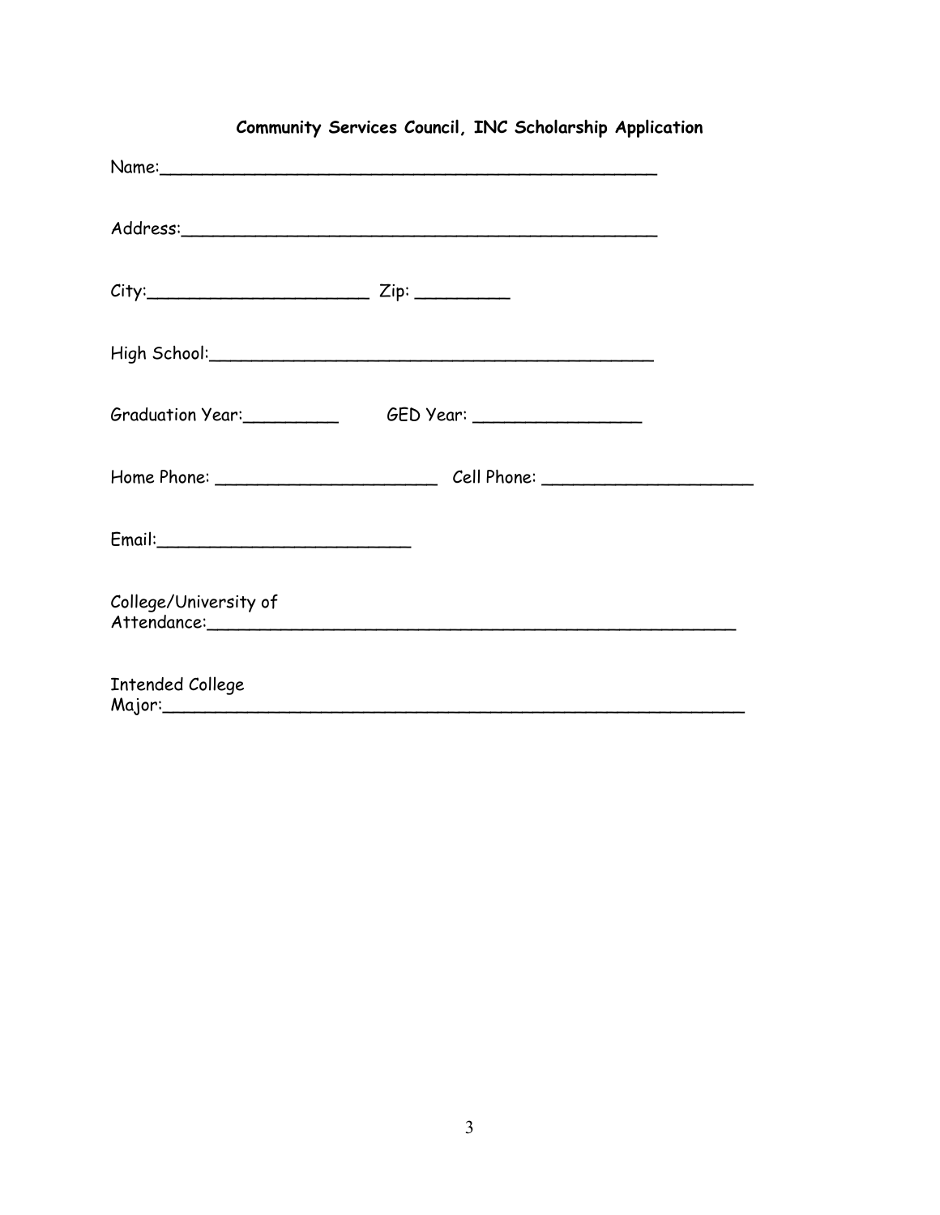# Community Services Council, INC Scholarship Application

Name:_______________________________________________

Address:_____________________________________________

City:____________________ Zip: ________

High School:__________________________________________

Graduation Year:_________ GED Year: _______________

Home Phone: ____________________ Cell Phone: ___________________

Email:______________________

College/University of Attendance:__________________________________________________

Intended College Major:______________________________________________________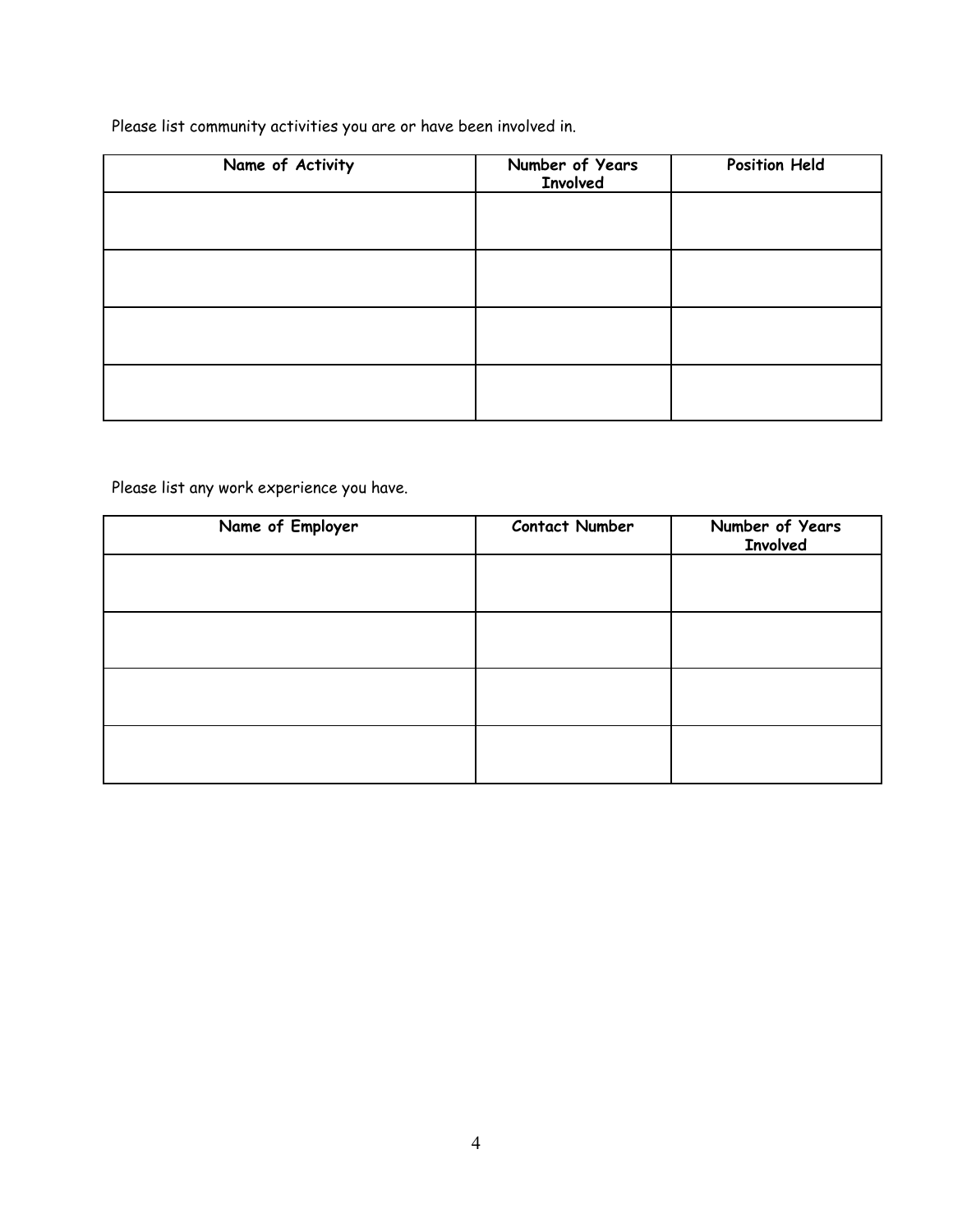Please list community activities you are or have been involved in.

| Name of Activity | Number of Years Involved | Position Held |
| --- | --- | --- |
| | | |
| | | |
| | | |
| | | |

Please list any work experience you have.

| Name of Employer | Contact Number | Number of Years Involved |
| --- | --- | --- |
| | | |
| | | |
| | | |
| | | |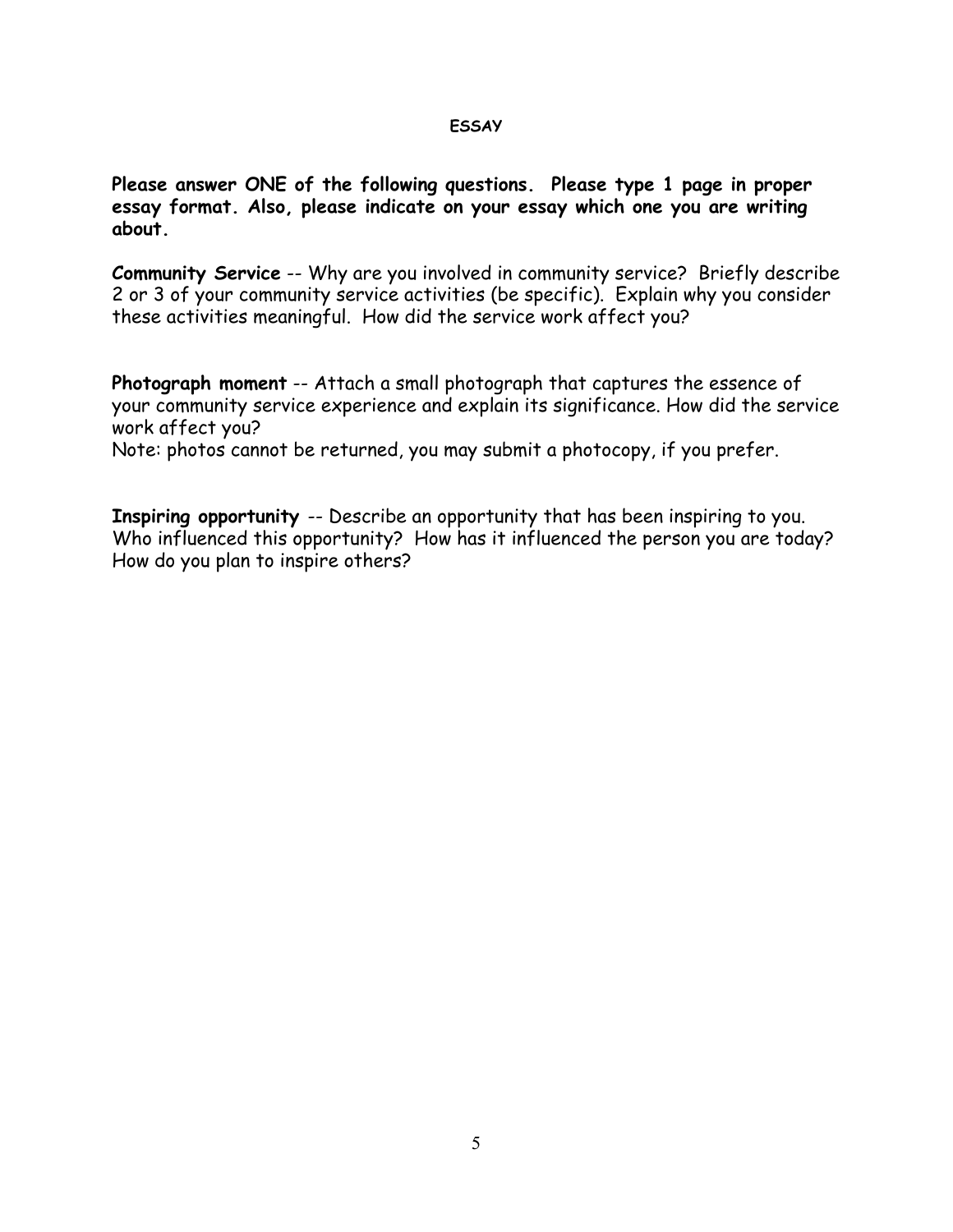## ESSAY

**Please answer ONE of the following questions. Please type 1 page in proper essay format. Also, please indicate on your essay which one you are writing about.**

**Community Service** -- Why are you involved in community service? Briefly describe 2 or 3 of your community service activities (be specific). Explain why you consider these activities meaningful. How did the service work affect you?

**Photograph moment** -- Attach a small photograph that captures the essence of your community service experience and explain its significance. How did the service work affect you?
Note: photos cannot be returned, you may submit a photocopy, if you prefer.

**Inspiring opportunity** -- Describe an opportunity that has been inspiring to you. Who influenced this opportunity? How has it influenced the person you are today? How do you plan to inspire others?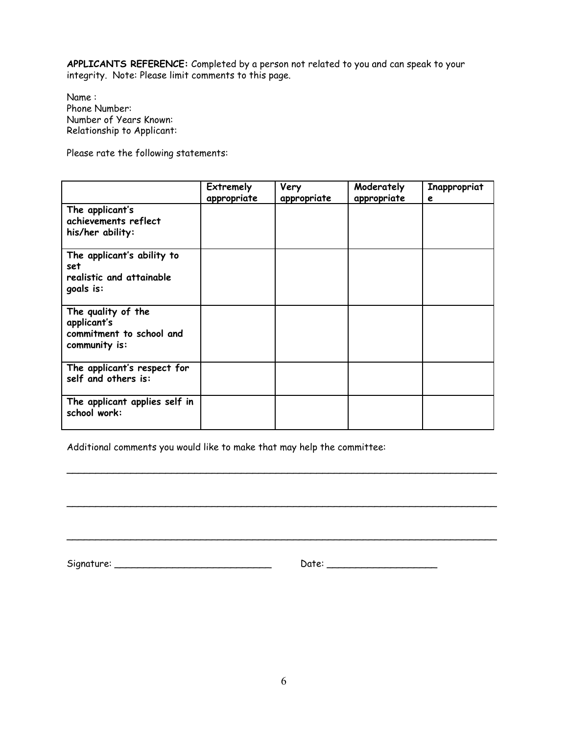**APPLICANTS REFERENCE:** Completed by a person not related to you and can speak to your integrity. Note: Please limit comments to this page.

Name :
Phone Number:
Number of Years Known:
Relationship to Applicant:

Please rate the following statements:

| | Extremely appropriate | Very appropriate | Moderately appropriate | Inappropriate |
|---|---|---|---|---|
| **The applicant's achievements reflect his/her ability:** | | | | |
| **The applicant's ability to set realistic and attainable goals is:** | | | | |
| **The quality of the applicant's commitment to school and community is:** | | | | |
| **The applicant's respect for self and others is:** | | | | |
| **The applicant applies self in school work:** | | | | |

Additional comments you would like to make that may help the committee:

___________________________________________________________________________

___________________________________________________________________________

___________________________________________________________________________

Signature: ____________________________ Date: ___________________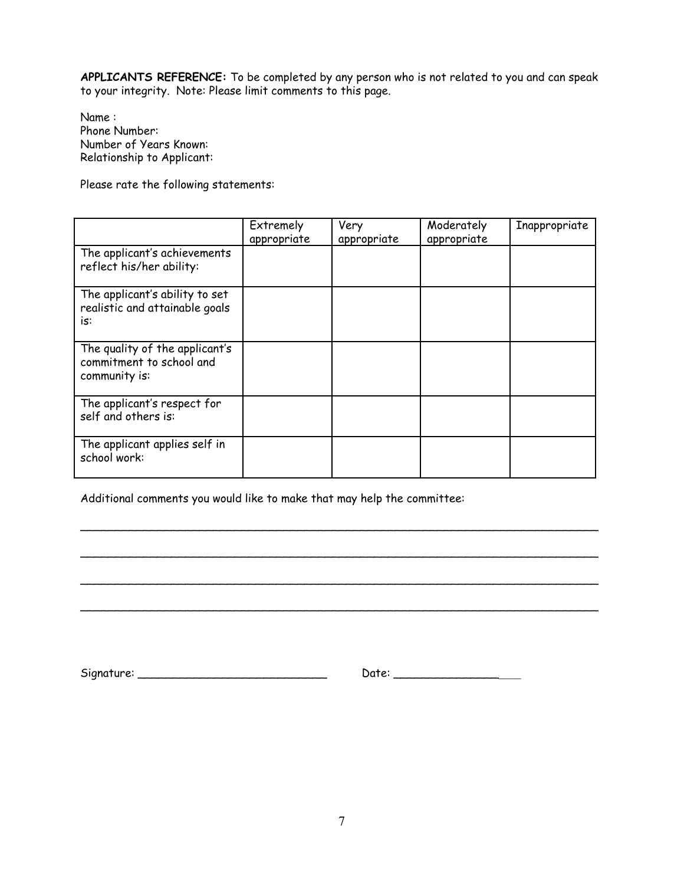**APPLICANTS REFERENCE:** To be completed by any person who is not related to you and can speak to your integrity. Note: Please limit comments to this page.

Name :
Phone Number:
Number of Years Known:
Relationship to Applicant:

Please rate the following statements:

| | Extremely appropriate | Very appropriate | Moderately appropriate | Inappropriate |
|---|---|---|---|---|
| The applicant's achievements reflect his/her ability: | | | | |
| The applicant's ability to set realistic and attainable goals is: | | | | |
| The quality of the applicant's commitment to school and community is: | | | | |
| The applicant's respect for self and others is: | | | | |
| The applicant applies self in school work: | | | | |

Additional comments you would like to make that may help the committee:

___________________________________________________________________________

___________________________________________________________________________

___________________________________________________________________________

___________________________________________________________________________

Signature: ___________________________ Date: ___________________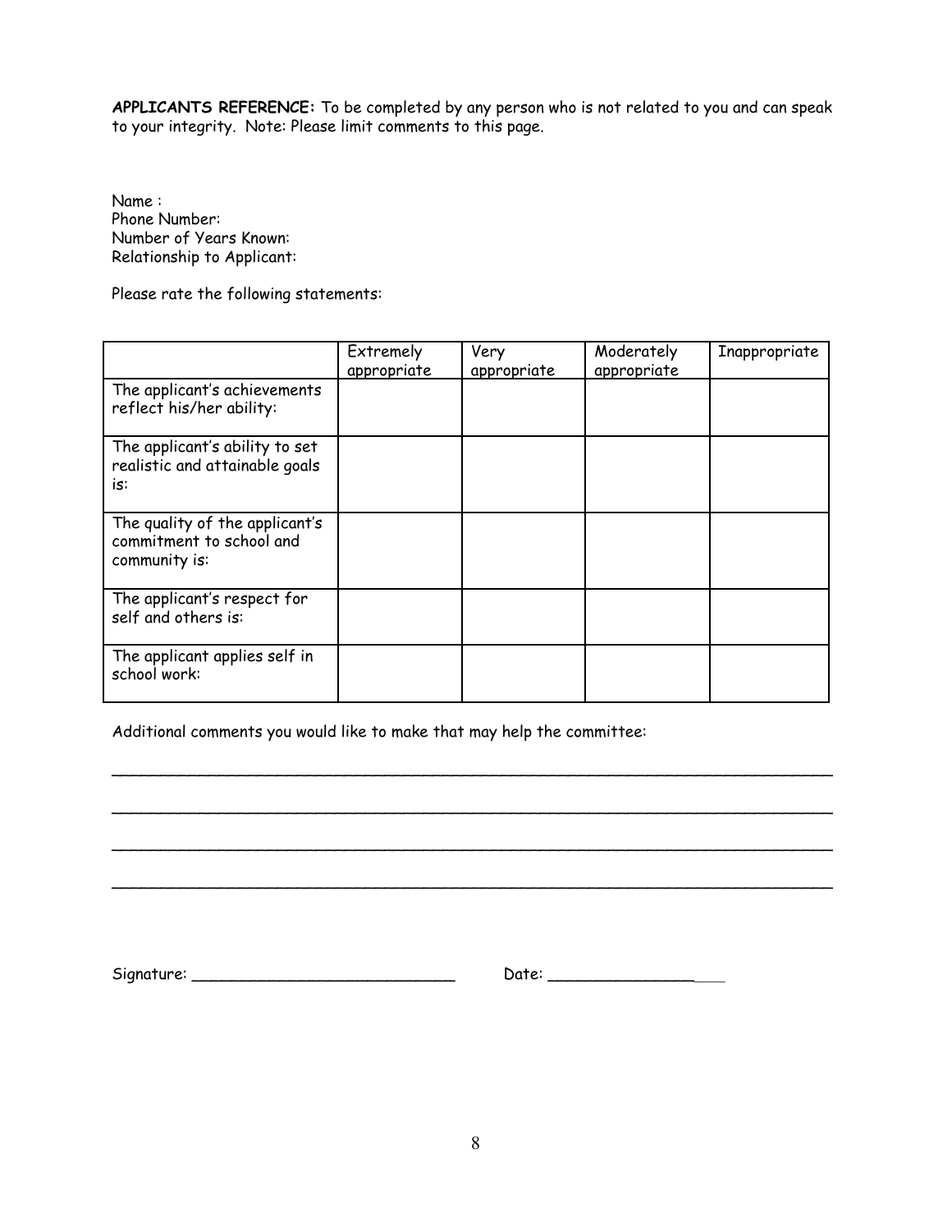**APPLICANTS REFERENCE:** To be completed by any person who is not related to you and can speak to your integrity. Note: Please limit comments to this page.

Name :
Phone Number:
Number of Years Known:
Relationship to Applicant:

Please rate the following statements:

| | Extremely appropriate | Very appropriate | Moderately appropriate | Inappropriate |
|---|---|---|---|---|
| The applicant's achievements reflect his/her ability: | | | | |
| The applicant's ability to set realistic and attainable goals is: | | | | |
| The quality of the applicant's commitment to school and community is: | | | | |
| The applicant's respect for self and others is: | | | | |
| The applicant applies self in school work: | | | | |

Additional comments you would like to make that may help the committee:

_____________________________________________________________________________

_____________________________________________________________________________

_____________________________________________________________________________

_____________________________________________________________________________

Signature: ____________________________ Date: ___________________